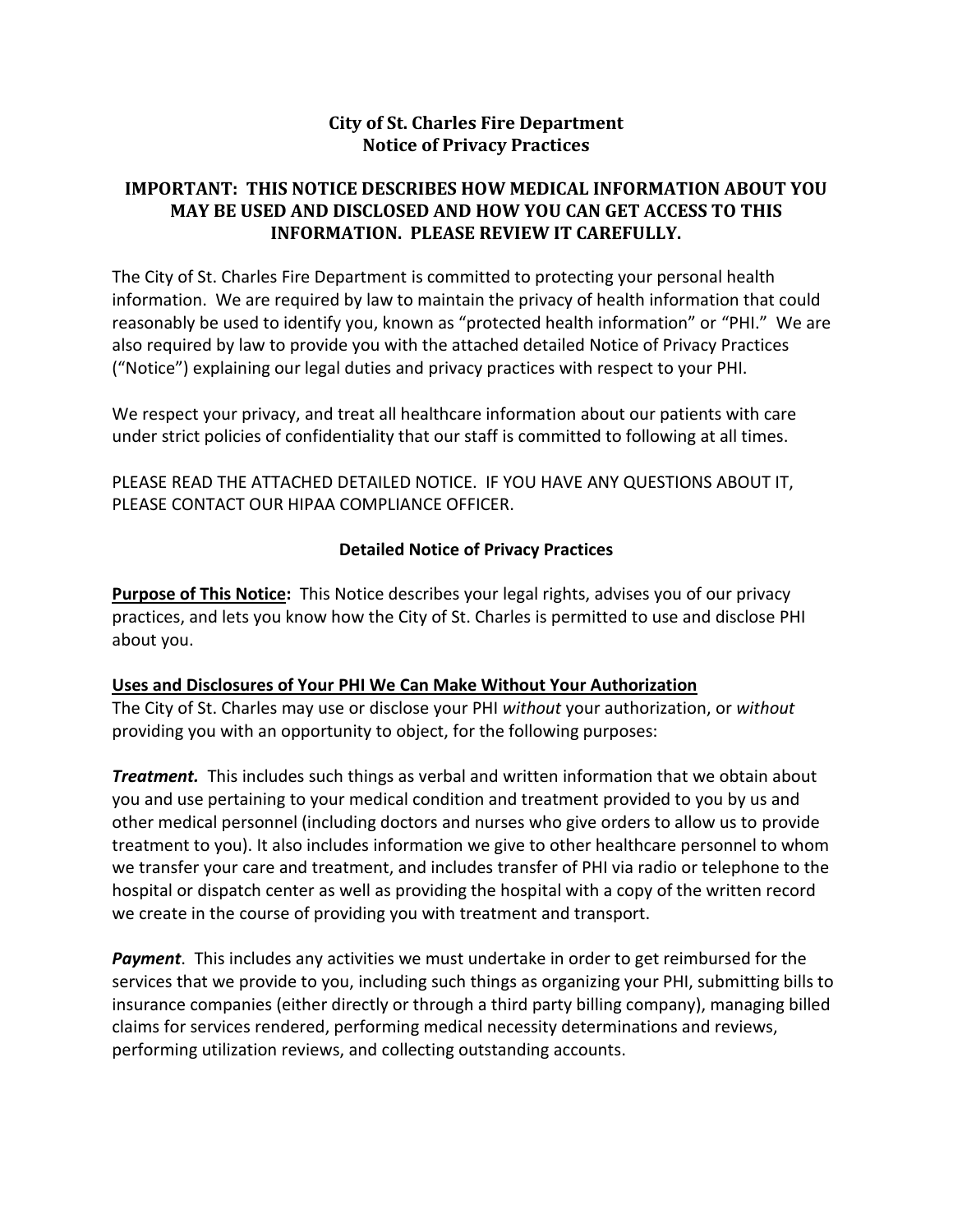# City of St. Charles Fire Department
# Notice of Privacy Practices

## IMPORTANT: THIS NOTICE DESCRIBES HOW MEDICAL INFORMATION ABOUT YOU MAY BE USED AND DISCLOSED AND HOW YOU CAN GET ACCESS TO THIS INFORMATION. PLEASE REVIEW IT CAREFULLY.

The City of St. Charles Fire Department is committed to protecting your personal health information. We are required by law to maintain the privacy of health information that could reasonably be used to identify you, known as "protected health information" or "PHI." We are also required by law to provide you with the attached detailed Notice of Privacy Practices ("Notice") explaining our legal duties and privacy practices with respect to your PHI.

We respect your privacy, and treat all healthcare information about our patients with care under strict policies of confidentiality that our staff is committed to following at all times.

PLEASE READ THE ATTACHED DETAILED NOTICE. IF YOU HAVE ANY QUESTIONS ABOUT IT, PLEASE CONTACT OUR HIPAA COMPLIANCE OFFICER.

## Detailed Notice of Privacy Practices

**Purpose of This Notice:** This Notice describes your legal rights, advises you of our privacy practices, and lets you know how the City of St. Charles is permitted to use and disclose PHI about you.

**Uses and Disclosures of Your PHI We Can Make Without Your Authorization**

The City of St. Charles may use or disclose your PHI *without* your authorization, or *without* providing you with an opportunity to object, for the following purposes:

***Treatment.*** This includes such things as verbal and written information that we obtain about you and use pertaining to your medical condition and treatment provided to you by us and other medical personnel (including doctors and nurses who give orders to allow us to provide treatment to you). It also includes information we give to other healthcare personnel to whom we transfer your care and treatment, and includes transfer of PHI via radio or telephone to the hospital or dispatch center as well as providing the hospital with a copy of the written record we create in the course of providing you with treatment and transport.

***Payment***. This includes any activities we must undertake in order to get reimbursed for the services that we provide to you, including such things as organizing your PHI, submitting bills to insurance companies (either directly or through a third party billing company), managing billed claims for services rendered, performing medical necessity determinations and reviews, performing utilization reviews, and collecting outstanding accounts.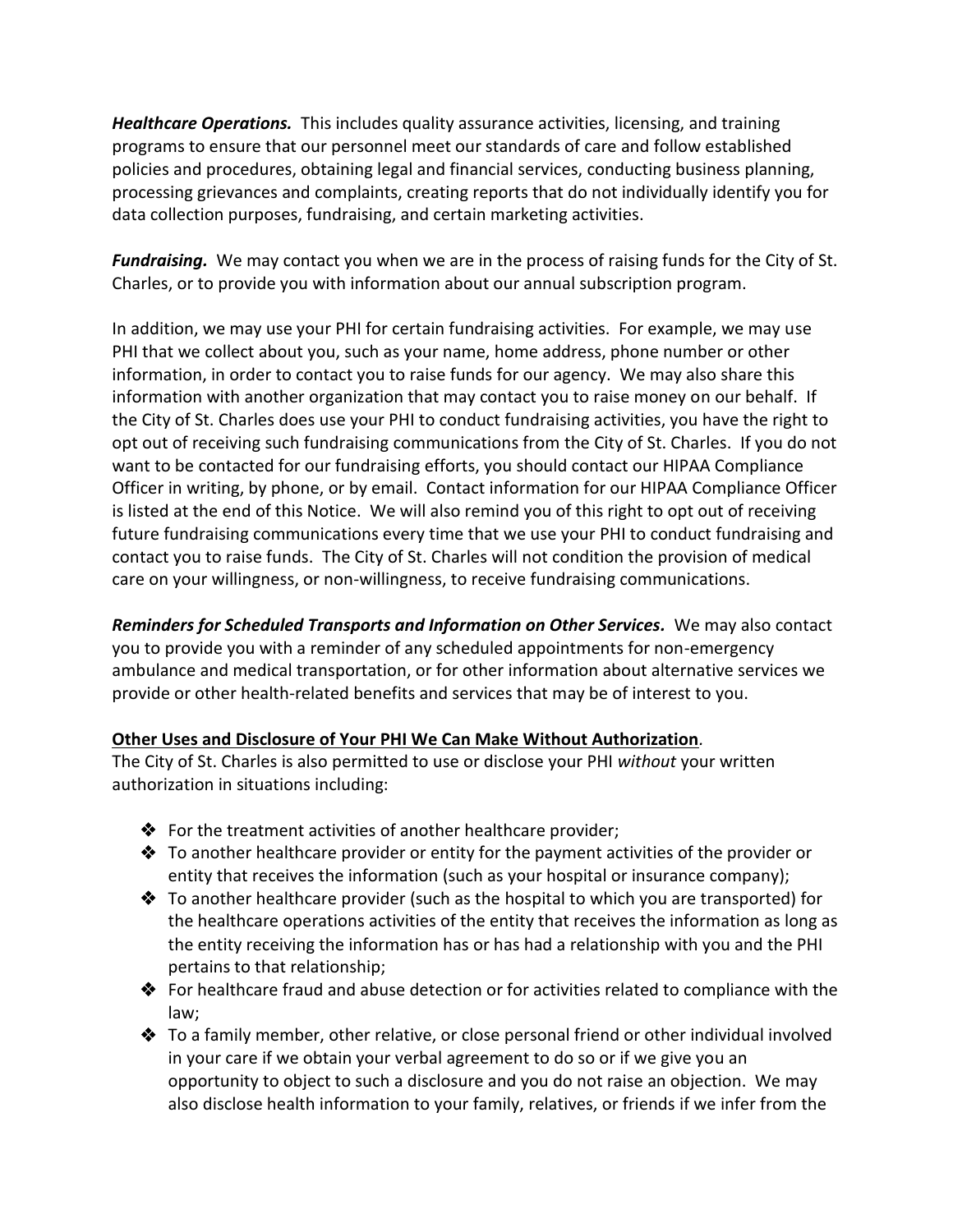***Healthcare Operations.*** This includes quality assurance activities, licensing, and training programs to ensure that our personnel meet our standards of care and follow established policies and procedures, obtaining legal and financial services, conducting business planning, processing grievances and complaints, creating reports that do not individually identify you for data collection purposes, fundraising, and certain marketing activities.

***Fundraising.*** We may contact you when we are in the process of raising funds for the City of St. Charles, or to provide you with information about our annual subscription program.

In addition, we may use your PHI for certain fundraising activities. For example, we may use PHI that we collect about you, such as your name, home address, phone number or other information, in order to contact you to raise funds for our agency. We may also share this information with another organization that may contact you to raise money on our behalf. If the City of St. Charles does use your PHI to conduct fundraising activities, you have the right to opt out of receiving such fundraising communications from the City of St. Charles. If you do not want to be contacted for our fundraising efforts, you should contact our HIPAA Compliance Officer in writing, by phone, or by email. Contact information for our HIPAA Compliance Officer is listed at the end of this Notice. We will also remind you of this right to opt out of receiving future fundraising communications every time that we use your PHI to conduct fundraising and contact you to raise funds. The City of St. Charles will not condition the provision of medical care on your willingness, or non-willingness, to receive fundraising communications.

***Reminders for Scheduled Transports and Information on Other Services.*** We may also contact you to provide you with a reminder of any scheduled appointments for non-emergency ambulance and medical transportation, or for other information about alternative services we provide or other health-related benefits and services that may be of interest to you.

**<u>Other Uses and Disclosure of Your PHI We Can Make Without Authorization</u>**.
The City of St. Charles is also permitted to use or disclose your PHI *without* your written authorization in situations including:

- ❖ For the treatment activities of another healthcare provider;
- ❖ To another healthcare provider or entity for the payment activities of the provider or entity that receives the information (such as your hospital or insurance company);
- ❖ To another healthcare provider (such as the hospital to which you are transported) for the healthcare operations activities of the entity that receives the information as long as the entity receiving the information has or has had a relationship with you and the PHI pertains to that relationship;
- ❖ For healthcare fraud and abuse detection or for activities related to compliance with the law;
- ❖ To a family member, other relative, or close personal friend or other individual involved in your care if we obtain your verbal agreement to do so or if we give you an opportunity to object to such a disclosure and you do not raise an objection. We may also disclose health information to your family, relatives, or friends if we infer from the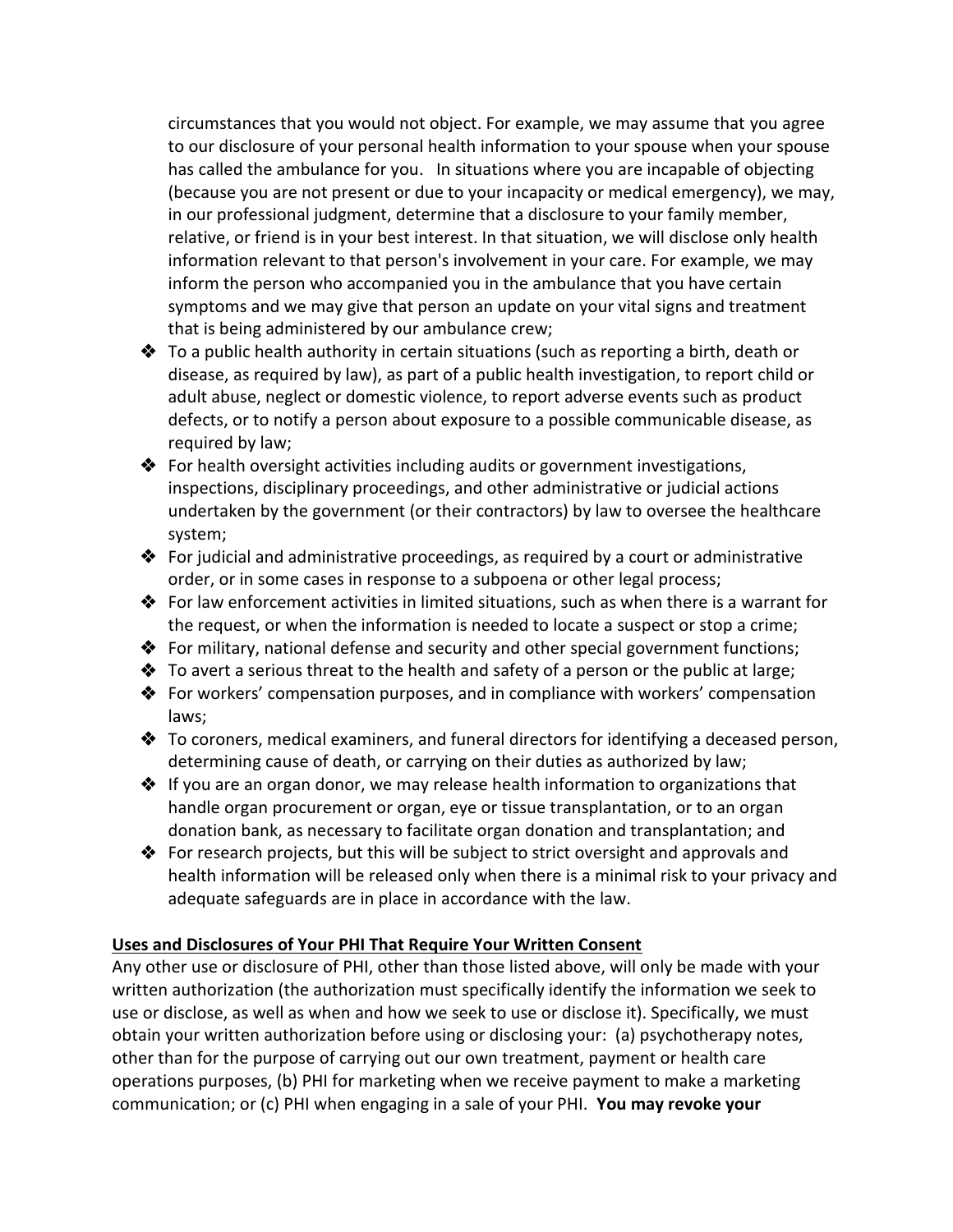circumstances that you would not object. For example, we may assume that you agree to our disclosure of your personal health information to your spouse when your spouse has called the ambulance for you. In situations where you are incapable of objecting (because you are not present or due to your incapacity or medical emergency), we may, in our professional judgment, determine that a disclosure to your family member, relative, or friend is in your best interest. In that situation, we will disclose only health information relevant to that person's involvement in your care. For example, we may inform the person who accompanied you in the ambulance that you have certain symptoms and we may give that person an update on your vital signs and treatment that is being administered by our ambulance crew;

- To a public health authority in certain situations (such as reporting a birth, death or disease, as required by law), as part of a public health investigation, to report child or adult abuse, neglect or domestic violence, to report adverse events such as product defects, or to notify a person about exposure to a possible communicable disease, as required by law;
- For health oversight activities including audits or government investigations, inspections, disciplinary proceedings, and other administrative or judicial actions undertaken by the government (or their contractors) by law to oversee the healthcare system;
- For judicial and administrative proceedings, as required by a court or administrative order, or in some cases in response to a subpoena or other legal process;
- For law enforcement activities in limited situations, such as when there is a warrant for the request, or when the information is needed to locate a suspect or stop a crime;
- For military, national defense and security and other special government functions;
- To avert a serious threat to the health and safety of a person or the public at large;
- For workers' compensation purposes, and in compliance with workers' compensation laws;
- To coroners, medical examiners, and funeral directors for identifying a deceased person, determining cause of death, or carrying on their duties as authorized by law;
- If you are an organ donor, we may release health information to organizations that handle organ procurement or organ, eye or tissue transplantation, or to an organ donation bank, as necessary to facilitate organ donation and transplantation; and
- For research projects, but this will be subject to strict oversight and approvals and health information will be released only when there is a minimal risk to your privacy and adequate safeguards are in place in accordance with the law.

**Uses and Disclosures of Your PHI That Require Your Written Consent**

Any other use or disclosure of PHI, other than those listed above, will only be made with your written authorization (the authorization must specifically identify the information we seek to use or disclose, as well as when and how we seek to use or disclose it). Specifically, we must obtain your written authorization before using or disclosing your: (a) psychotherapy notes, other than for the purpose of carrying out our own treatment, payment or health care operations purposes, (b) PHI for marketing when we receive payment to make a marketing communication; or (c) PHI when engaging in a sale of your PHI. **You may revoke your**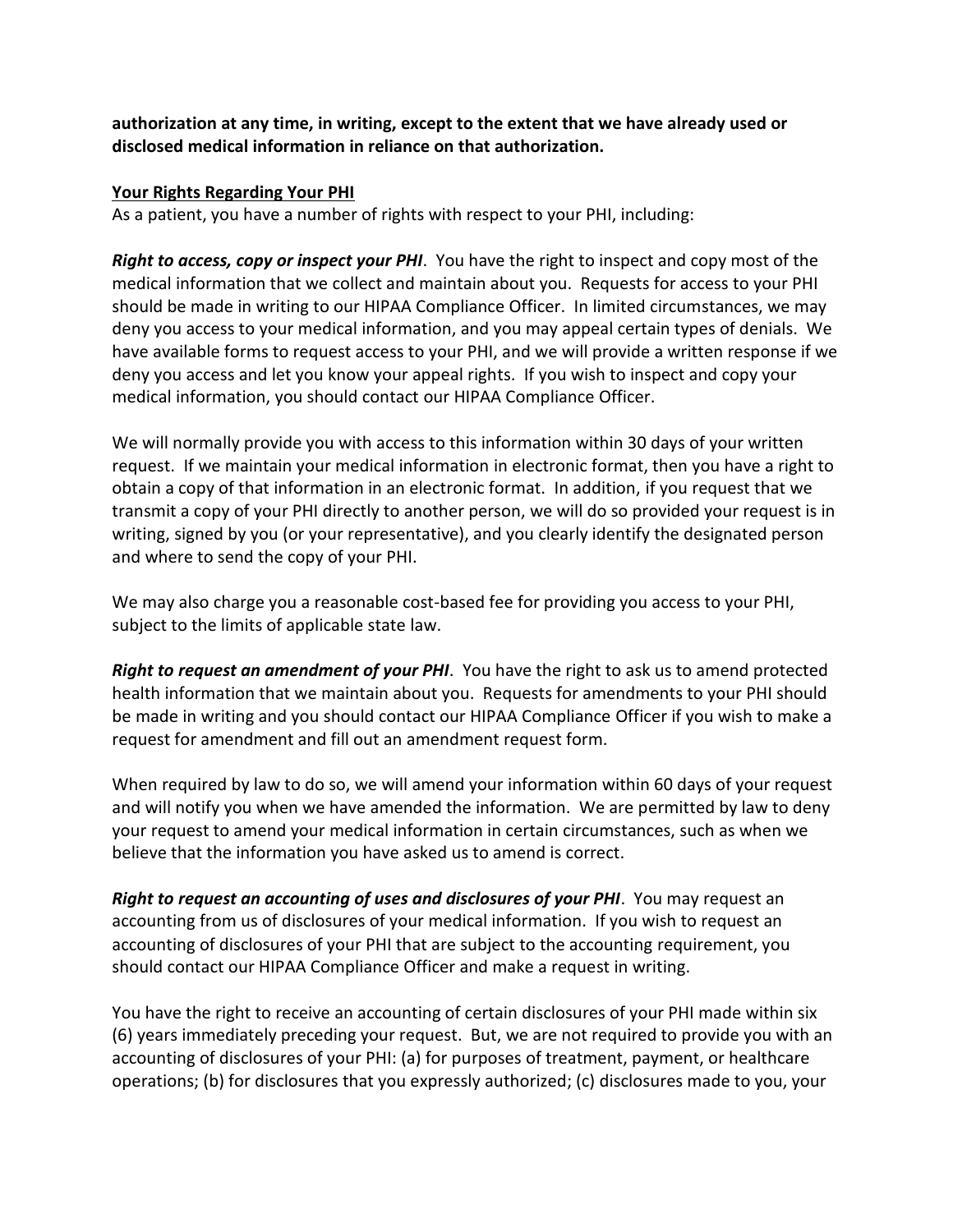**authorization at any time, in writing, except to the extent that we have already used or disclosed medical information in reliance on that authorization.**

**Your Rights Regarding Your PHI**

As a patient, you have a number of rights with respect to your PHI, including:

***Right to access, copy or inspect your PHI***. You have the right to inspect and copy most of the medical information that we collect and maintain about you. Requests for access to your PHI should be made in writing to our HIPAA Compliance Officer. In limited circumstances, we may deny you access to your medical information, and you may appeal certain types of denials. We have available forms to request access to your PHI, and we will provide a written response if we deny you access and let you know your appeal rights. If you wish to inspect and copy your medical information, you should contact our HIPAA Compliance Officer.

We will normally provide you with access to this information within 30 days of your written request. If we maintain your medical information in electronic format, then you have a right to obtain a copy of that information in an electronic format. In addition, if you request that we transmit a copy of your PHI directly to another person, we will do so provided your request is in writing, signed by you (or your representative), and you clearly identify the designated person and where to send the copy of your PHI.

We may also charge you a reasonable cost-based fee for providing you access to your PHI, subject to the limits of applicable state law.

***Right to request an amendment of your PHI***. You have the right to ask us to amend protected health information that we maintain about you. Requests for amendments to your PHI should be made in writing and you should contact our HIPAA Compliance Officer if you wish to make a request for amendment and fill out an amendment request form.

When required by law to do so, we will amend your information within 60 days of your request and will notify you when we have amended the information. We are permitted by law to deny your request to amend your medical information in certain circumstances, such as when we believe that the information you have asked us to amend is correct.

***Right to request an accounting of uses and disclosures of your PHI***. You may request an accounting from us of disclosures of your medical information. If you wish to request an accounting of disclosures of your PHI that are subject to the accounting requirement, you should contact our HIPAA Compliance Officer and make a request in writing.

You have the right to receive an accounting of certain disclosures of your PHI made within six (6) years immediately preceding your request. But, we are not required to provide you with an accounting of disclosures of your PHI: (a) for purposes of treatment, payment, or healthcare operations; (b) for disclosures that you expressly authorized; (c) disclosures made to you, your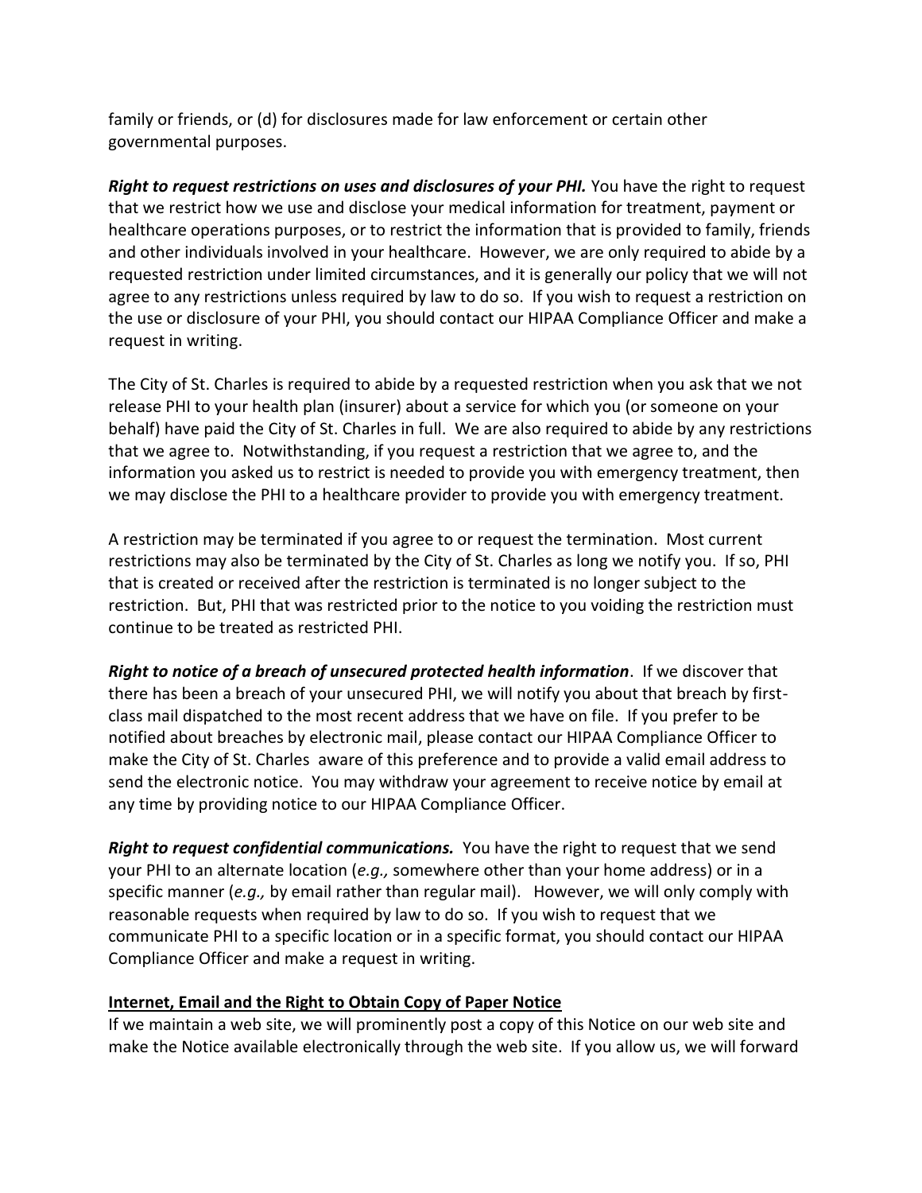family or friends, or (d) for disclosures made for law enforcement or certain other governmental purposes.

***Right to request restrictions on uses and disclosures of your PHI.*** You have the right to request that we restrict how we use and disclose your medical information for treatment, payment or healthcare operations purposes, or to restrict the information that is provided to family, friends and other individuals involved in your healthcare. However, we are only required to abide by a requested restriction under limited circumstances, and it is generally our policy that we will not agree to any restrictions unless required by law to do so. If you wish to request a restriction on the use or disclosure of your PHI, you should contact our HIPAA Compliance Officer and make a request in writing.

The City of St. Charles is required to abide by a requested restriction when you ask that we not release PHI to your health plan (insurer) about a service for which you (or someone on your behalf) have paid the City of St. Charles in full. We are also required to abide by any restrictions that we agree to. Notwithstanding, if you request a restriction that we agree to, and the information you asked us to restrict is needed to provide you with emergency treatment, then we may disclose the PHI to a healthcare provider to provide you with emergency treatment.

A restriction may be terminated if you agree to or request the termination. Most current restrictions may also be terminated by the City of St. Charles as long we notify you. If so, PHI that is created or received after the restriction is terminated is no longer subject to the restriction. But, PHI that was restricted prior to the notice to you voiding the restriction must continue to be treated as restricted PHI.

***Right to notice of a breach of unsecured protected health information***. If we discover that there has been a breach of your unsecured PHI, we will notify you about that breach by first-class mail dispatched to the most recent address that we have on file. If you prefer to be notified about breaches by electronic mail, please contact our HIPAA Compliance Officer to make the City of St. Charles aware of this preference and to provide a valid email address to send the electronic notice. You may withdraw your agreement to receive notice by email at any time by providing notice to our HIPAA Compliance Officer.

***Right to request confidential communications.*** You have the right to request that we send your PHI to an alternate location (*e.g.,* somewhere other than your home address) or in a specific manner (*e.g.,* by email rather than regular mail). However, we will only comply with reasonable requests when required by law to do so. If you wish to request that we communicate PHI to a specific location or in a specific format, you should contact our HIPAA Compliance Officer and make a request in writing.

**Internet, Email and the Right to Obtain Copy of Paper Notice**

If we maintain a web site, we will prominently post a copy of this Notice on our web site and make the Notice available electronically through the web site. If you allow us, we will forward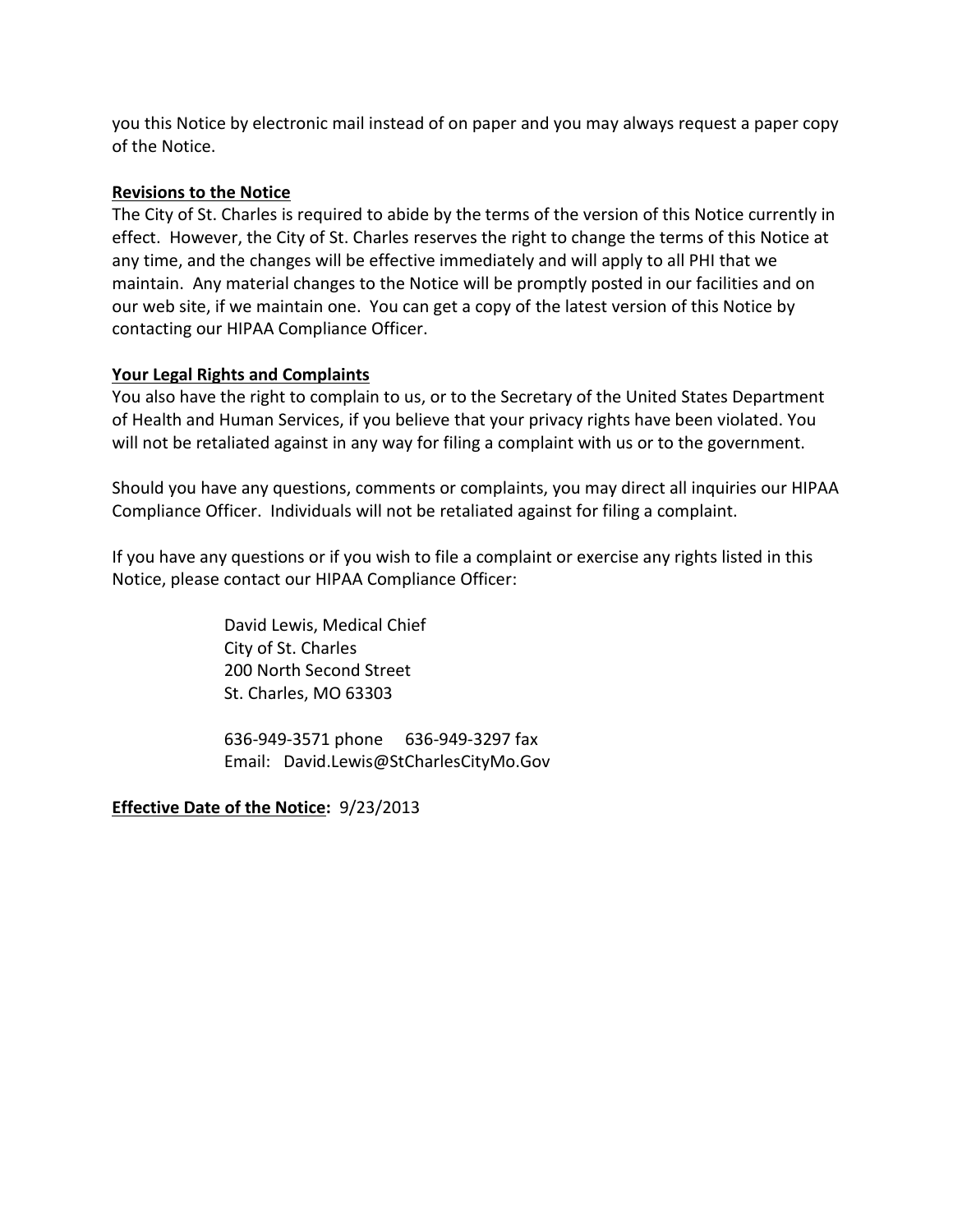you this Notice by electronic mail instead of on paper and you may always request a paper copy of the Notice.

**Revisions to the Notice**

The City of St. Charles is required to abide by the terms of the version of this Notice currently in effect. However, the City of St. Charles reserves the right to change the terms of this Notice at any time, and the changes will be effective immediately and will apply to all PHI that we maintain. Any material changes to the Notice will be promptly posted in our facilities and on our web site, if we maintain one. You can get a copy of the latest version of this Notice by contacting our HIPAA Compliance Officer.

**Your Legal Rights and Complaints**

You also have the right to complain to us, or to the Secretary of the United States Department of Health and Human Services, if you believe that your privacy rights have been violated. You will not be retaliated against in any way for filing a complaint with us or to the government.

Should you have any questions, comments or complaints, you may direct all inquiries our HIPAA Compliance Officer. Individuals will not be retaliated against for filing a complaint.

If you have any questions or if you wish to file a complaint or exercise any rights listed in this Notice, please contact our HIPAA Compliance Officer:

David Lewis, Medical Chief
City of St. Charles
200 North Second Street
St. Charles, MO 63303

636-949-3571 phone 636-949-3297 fax
Email: David.Lewis@StCharlesCityMo.Gov

**Effective Date of the Notice:** 9/23/2013